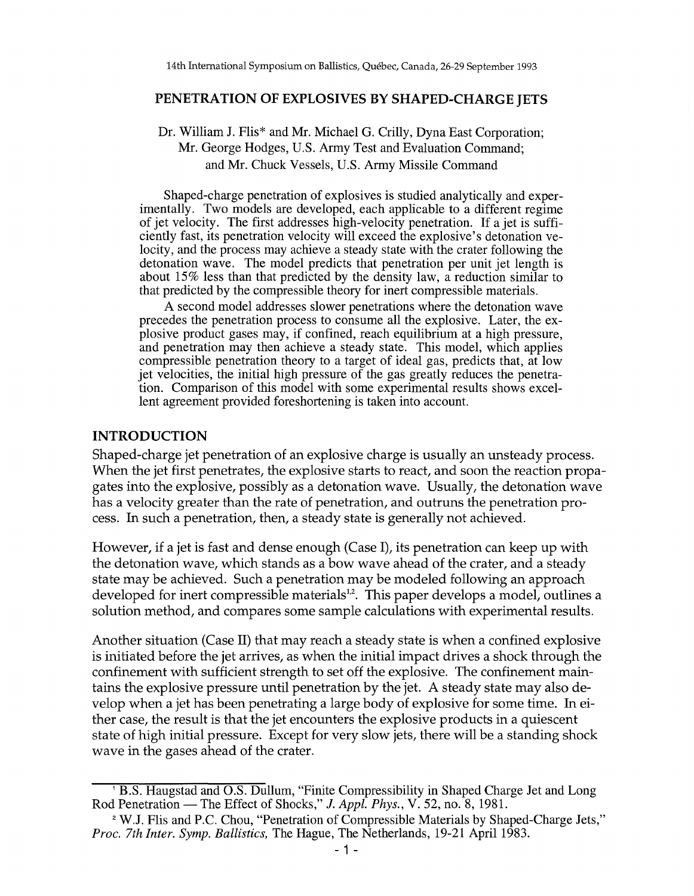# PENETRATION OF EXPLOSIVES BY SHAPED-CHARGE JETS

Dr. William J. Flis* and Mr. Michael G. Crilly, Dyna East Corporation;
Mr. George Hodges, U.S. Army Test and Evaluation Command;
and Mr. Chuck Vessels, U.S. Army Missile Command

Shaped-charge penetration of explosives is studied analytically and experimentally. Two models are developed, each applicable to a different regime of jet velocity. The first addresses high-velocity penetration. If a jet is sufficiently fast, its penetration velocity will exceed the explosive's detonation velocity, and the process may achieve a steady state with the crater following the detonation wave. The model predicts that penetration per unit jet length is about 15% less than that predicted by the density law, a reduction similar to that predicted by the compressible theory for inert compressible materials.

A second model addresses slower penetrations where the detonation wave precedes the penetration process to consume all the explosive. Later, the explosive product gases may, if confined, reach equilibrium at a high pressure, and penetration may then achieve a steady state. This model, which applies compressible penetration theory to a target of ideal gas, predicts that, at low jet velocities, the initial high pressure of the gas greatly reduces the penetration. Comparison of this model with some experimental results shows excellent agreement provided foreshortening is taken into account.

## INTRODUCTION

Shaped-charge jet penetration of an explosive charge is usually an unsteady process. When the jet first penetrates, the explosive starts to react, and soon the reaction propagates into the explosive, possibly as a detonation wave. Usually, the detonation wave has a velocity greater than the rate of penetration, and outruns the penetration process. In such a penetration, then, a steady state is generally not achieved.

However, if a jet is fast and dense enough (Case I), its penetration can keep up with the detonation wave, which stands as a bow wave ahead of the crater, and a steady state may be achieved. Such a penetration may be modeled following an approach developed for inert compressible materials[1,2]. This paper develops a model, outlines a solution method, and compares some sample calculations with experimental results.

Another situation (Case II) that may reach a steady state is when a confined explosive is initiated before the jet arrives, as when the initial impact drives a shock through the confinement with sufficient strength to set off the explosive. The confinement maintains the explosive pressure until penetration by the jet. A steady state may also develop when a jet has been penetrating a large body of explosive for some time. In either case, the result is that the jet encounters the explosive products in a quiescent state of high initial pressure. Except for very slow jets, there will be a standing shock wave in the gases ahead of the crater.

---

[1] B.S. Haugstad and O.S. Dullum, "Finite Compressibility in Shaped Charge Jet and Long Rod Penetration — The Effect of Shocks," *J. Appl. Phys.*, V. 52, no. 8, 1981.

[2] W.J. Flis and P.C. Chou, "Penetration of Compressible Materials by Shaped-Charge Jets," *Proc. 7th Inter. Symp. Ballistics*, The Hague, The Netherlands, 19-21 April 1983.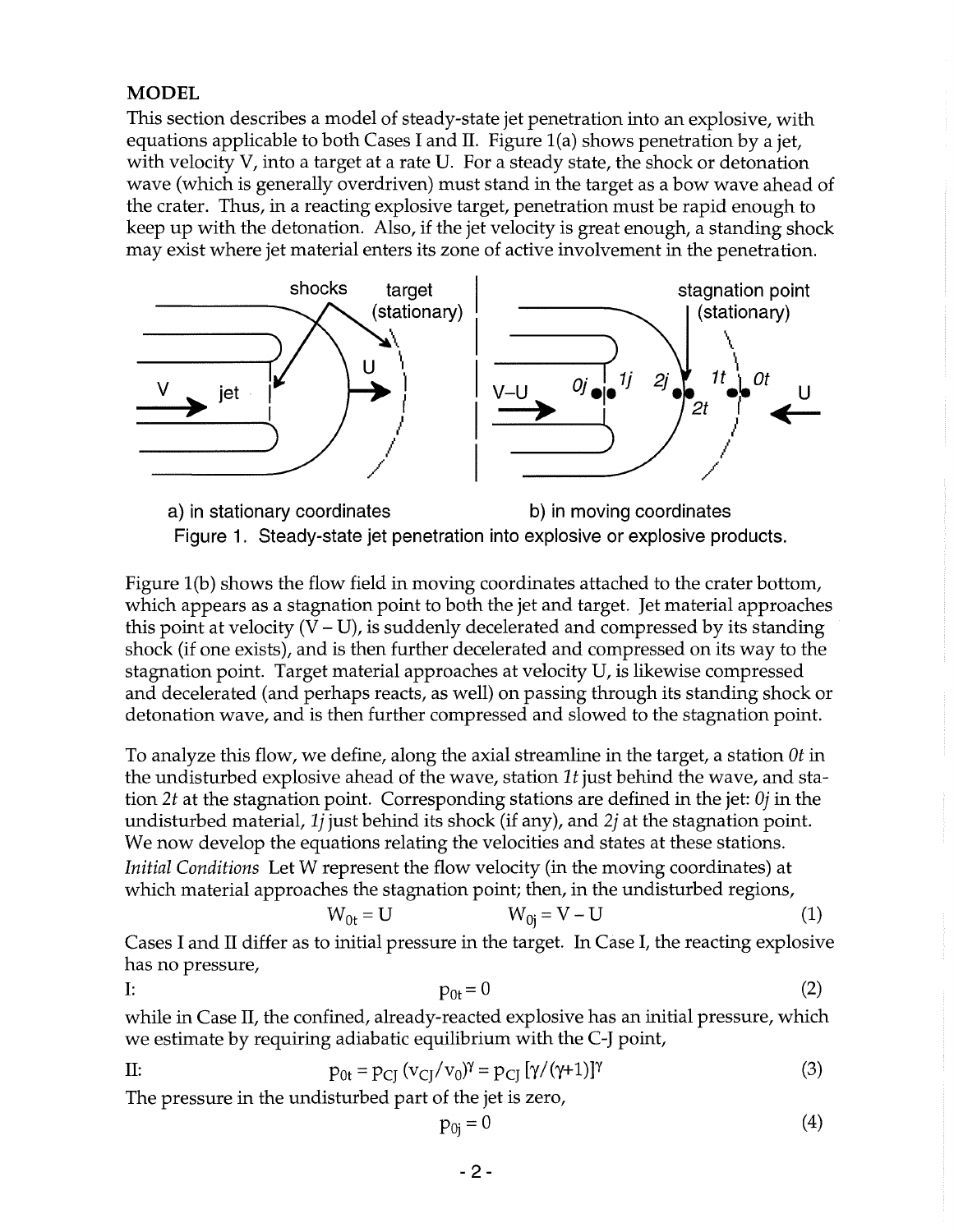## MODEL

This section describes a model of steady-state jet penetration into an explosive, with equations applicable to both Cases I and II. Figure 1(a) shows penetration by a jet, with velocity V, into a target at a rate U. For a steady state, the shock or detonation wave (which is generally overdriven) must stand in the target as a bow wave ahead of the crater. Thus, in a reacting explosive target, penetration must be rapid enough to keep up with the detonation. Also, if the jet velocity is great enough, a standing shock may exist where jet material enters its zone of active involvement in the penetration.

a) in stationary coordinates b) in moving coordinates

Figure 1. Steady-state jet penetration into explosive or explosive products.

Figure 1(b) shows the flow field in moving coordinates attached to the crater bottom, which appears as a stagnation point to both the jet and target. Jet material approaches this point at velocity (V – U), is suddenly decelerated and compressed by its standing shock (if one exists), and is then further decelerated and compressed on its way to the stagnation point. Target material approaches at velocity U, is likewise compressed and decelerated (and perhaps reacts, as well) on passing through its standing shock or detonation wave, and is then further compressed and slowed to the stagnation point.

To analyze this flow, we define, along the axial streamline in the target, a station *0t* in the undisturbed explosive ahead of the wave, station *1t* just behind the wave, and station *2t* at the stagnation point. Corresponding stations are defined in the jet: *0j* in the undisturbed material, *1j* just behind its shock (if any), and *2j* at the stagnation point. We now develop the equations relating the velocities and states at these stations.

*Initial Conditions* Let W represent the flow velocity (in the moving coordinates) at which material approaches the stagnation point; then, in the undisturbed regions,

$$W_{0t} = U \qquad\qquad W_{0j} = V - U \tag{1}$$

Cases I and II differ as to initial pressure in the target. In Case I, the reacting explosive has no pressure,

I:
$$p_{0t} = 0 \tag{2}$$

while in Case II, the confined, already-reacted explosive has an initial pressure, which we estimate by requiring adiabatic equilibrium with the C-J point,

II:
$$p_{0t} = p_{CJ}\,(v_{CJ}/v_0)^{\gamma} = p_{CJ}\,[\gamma/(\gamma+1)]^{\gamma} \tag{3}$$

The pressure in the undisturbed part of the jet is zero,

$$p_{0j} = 0 \tag{4}$$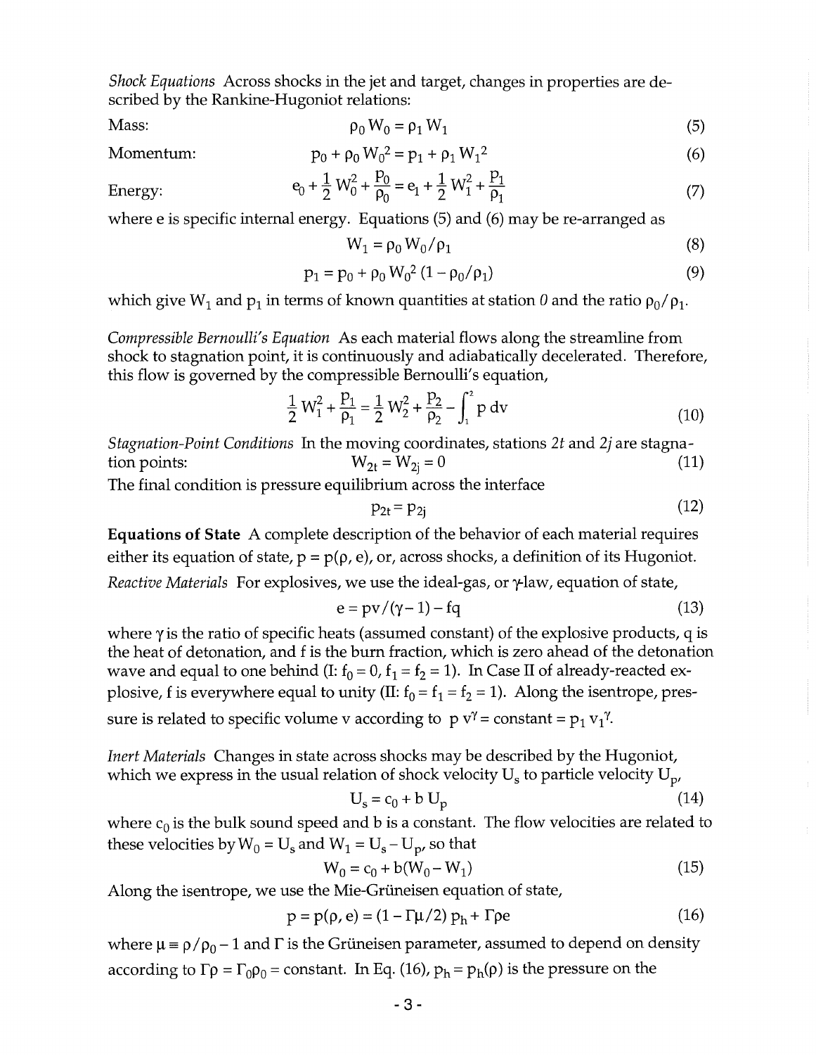*Shock Equations* Across shocks in the jet and target, changes in properties are described by the Rankine-Hugoniot relations:

Mass: $$\rho_0 W_0 = \rho_1 W_1 \tag{5}$$

Momentum: $$p_0 + \rho_0 W_0^2 = p_1 + \rho_1 W_1^2 \tag{6}$$

Energy: $$e_0 + \frac{1}{2} W_0^2 + \frac{p_0}{\rho_0} = e_1 + \frac{1}{2} W_1^2 + \frac{p_1}{\rho_1} \tag{7}$$

where e is specific internal energy. Equations (5) and (6) may be re-arranged as

$$W_1 = \rho_0 W_0 / \rho_1 \tag{8}$$

$$p_1 = p_0 + \rho_0 W_0^2 (1 - \rho_0/\rho_1) \tag{9}$$

which give $W_1$ and $p_1$ in terms of known quantities at station *0* and the ratio $\rho_0/\rho_1$.

*Compressible Bernoulli's Equation* As each material flows along the streamline from shock to stagnation point, it is continuously and adiabatically decelerated. Therefore, this flow is governed by the compressible Bernoulli's equation,

$$\frac{1}{2} W_1^2 + \frac{p_1}{\rho_1} = \frac{1}{2} W_2^2 + \frac{p_2}{\rho_2} - \int_1^2 p \, dv \tag{10}$$

*Stagnation-Point Conditions* In the moving coordinates, stations *2t* and *2j* are stagnation points:

$$W_{2t} = W_{2j} = 0 \tag{11}$$

The final condition is pressure equilibrium across the interface

$$p_{2t} = p_{2j} \tag{12}$$

**Equations of State** A complete description of the behavior of each material requires either its equation of state, $p = p(\rho, e)$, or, across shocks, a definition of its Hugoniot.

*Reactive Materials* For explosives, we use the ideal-gas, or $\gamma$-law, equation of state,

$$e = pv/(\gamma - 1) - fq \tag{13}$$

where $\gamma$ is the ratio of specific heats (assumed constant) of the explosive products, q is the heat of detonation, and f is the burn fraction, which is zero ahead of the detonation wave and equal to one behind (I: $f_0 = 0$, $f_1 = f_2 = 1$). In Case II of already-reacted explosive, f is everywhere equal to unity (II: $f_0 = f_1 = f_2 = 1$). Along the isentrope, pressure is related to specific volume v according to $p v^\gamma = \text{constant} = p_1 v_1^\gamma$.

*Inert Materials* Changes in state across shocks may be described by the Hugoniot, which we express in the usual relation of shock velocity $U_s$ to particle velocity $U_p$,

$$U_s = c_0 + b\, U_p \tag{14}$$

where $c_0$ is the bulk sound speed and b is a constant. The flow velocities are related to these velocities by $W_0 = U_s$ and $W_1 = U_s - U_p$, so that

$$W_0 = c_0 + b(W_0 - W_1) \tag{15}$$

Along the isentrope, we use the Mie-Grüneisen equation of state,

$$p = p(\rho, e) = (1 - \Gamma\mu/2)\, p_h + \Gamma \rho e \tag{16}$$

where $\mu \equiv \rho/\rho_0 - 1$ and $\Gamma$ is the Grüneisen parameter, assumed to depend on density according to $\Gamma\rho = \Gamma_0 \rho_0 = \text{constant}$. In Eq. (16), $p_h = p_h(\rho)$ is the pressure on the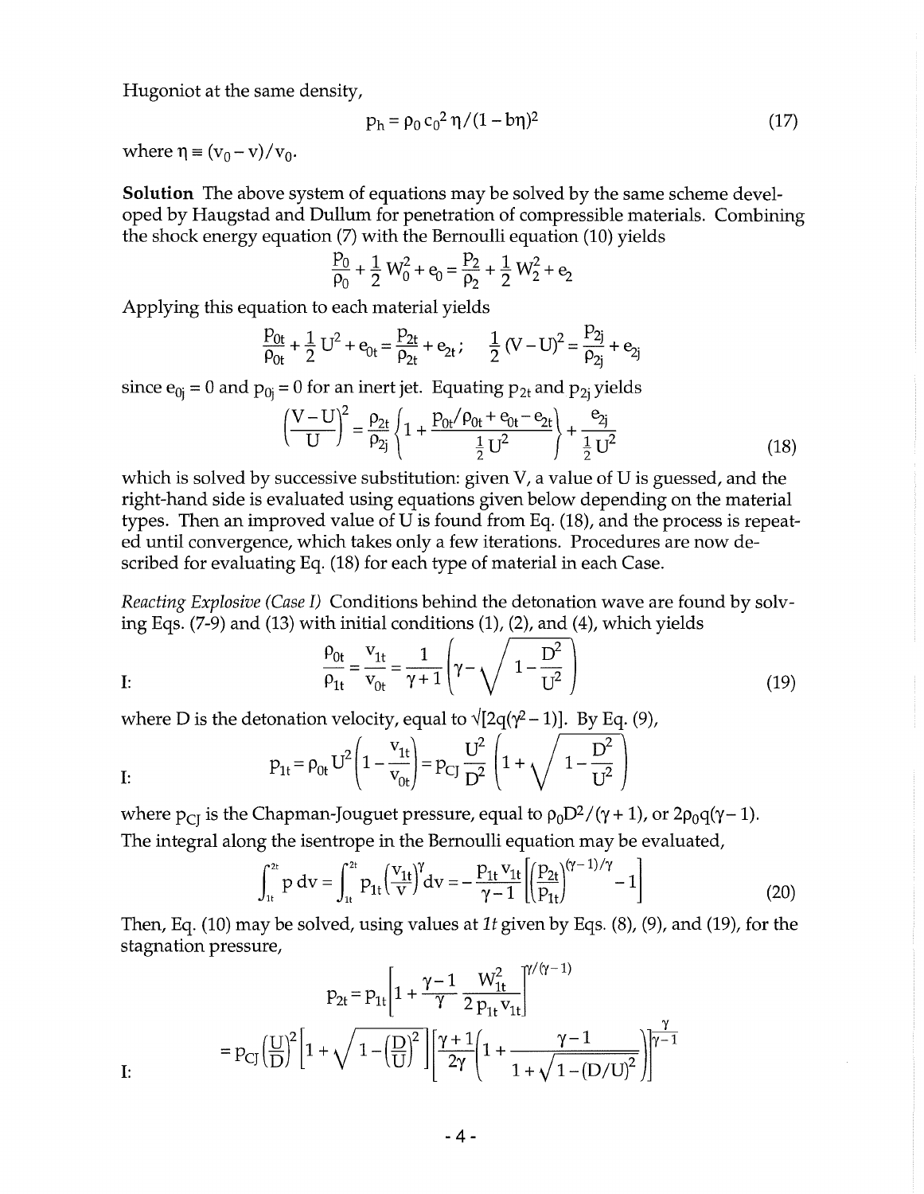Hugoniot at the same density,

$$p_h = \rho_0 c_0^2 \eta/(1 - b\eta)^2 \tag{17}$$

where $\eta \equiv (v_0 - v)/v_0$.

**Solution** The above system of equations may be solved by the same scheme developed by Haugstad and Dullum for penetration of compressible materials. Combining the shock energy equation (7) with the Bernoulli equation (10) yields

$$\frac{p_0}{\rho_0} + \frac{1}{2} W_0^2 + e_0 = \frac{p_2}{\rho_2} + \frac{1}{2} W_2^2 + e_2$$

Applying this equation to each material yields

$$\frac{p_{0t}}{\rho_{0t}} + \frac{1}{2} U^2 + e_{0t} = \frac{p_{2t}}{\rho_{2t}} + e_{2t}; \quad \frac{1}{2}(V - U)^2 = \frac{p_{2j}}{\rho_{2j}} + e_{2j}$$

since $e_{0j} = 0$ and $p_{0j} = 0$ for an inert jet. Equating $p_{2t}$ and $p_{2j}$ yields

$$\left(\frac{V-U}{U}\right)^2 = \frac{\rho_{2t}}{\rho_{2j}} \left\{1 + \frac{p_{0t}/\rho_{0t} + e_{0t} - e_{2t}}{\frac{1}{2}U^2}\right\} + \frac{e_{2j}}{\frac{1}{2}U^2} \tag{18}$$

which is solved by successive substitution: given V, a value of U is guessed, and the right-hand side is evaluated using equations given below depending on the material types. Then an improved value of U is found from Eq. (18), and the process is repeated until convergence, which takes only a few iterations. Procedures are now described for evaluating Eq. (18) for each type of material in each Case.

*Reacting Explosive (Case I)* Conditions behind the detonation wave are found by solving Eqs. (7-9) and (13) with initial conditions (1), (2), and (4), which yields

$$\text{I:} \quad \frac{\rho_{0t}}{\rho_{1t}} = \frac{v_{1t}}{v_{0t}} = \frac{1}{\gamma+1}\left(\gamma - \sqrt{1 - \frac{D^2}{U^2}}\right) \tag{19}$$

where D is the detonation velocity, equal to $\sqrt{[2q(\gamma^2 - 1)]}$. By Eq. (9),

$$\text{I:} \quad p_{1t} = \rho_{0t} U^2 \left(1 - \frac{v_{1t}}{v_{0t}}\right) = p_{CJ} \frac{U^2}{D^2}\left(1 + \sqrt{1 - \frac{D^2}{U^2}}\right)$$

where $p_{CJ}$ is the Chapman-Jouguet pressure, equal to $\rho_0 D^2/(\gamma + 1)$, or $2\rho_0 q(\gamma - 1)$.

The integral along the isentrope in the Bernoulli equation may be evaluated,

$$\int_{1t}^{2t} p\, dv = \int_{1t}^{2t} p_{1t}\left(\frac{v_{1t}}{v}\right)^{\gamma} dv = -\frac{p_{1t} v_{1t}}{\gamma - 1}\left[\left(\frac{p_{2t}}{p_{1t}}\right)^{(\gamma-1)/\gamma} - 1\right] \tag{20}$$

Then, Eq. (10) may be solved, using values at *1t* given by Eqs. (8), (9), and (19), for the stagnation pressure,

$$p_{2t} = p_{1t}\left[1 + \frac{\gamma - 1}{\gamma} \frac{W_{1t}^2}{2 p_{1t} v_{1t}}\right]^{\gamma/(\gamma-1)}$$

$$\text{I:} \quad = p_{CJ}\left(\frac{U}{D}\right)^2\left[1 + \sqrt{1 - \left(\frac{D}{U}\right)^2}\right]\left[\frac{\gamma+1}{2\gamma}\left(1 + \frac{\gamma - 1}{1 + \sqrt{1 - (D/U)^2}}\right)\right]^{\frac{\gamma}{\gamma-1}}$$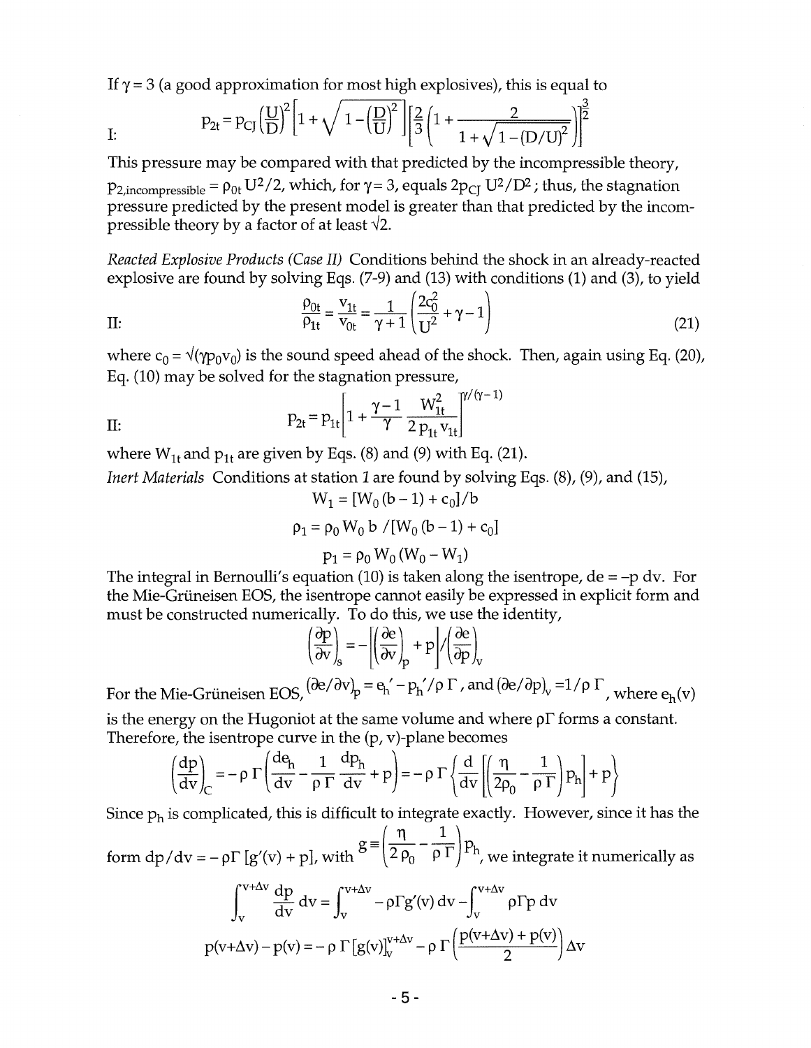If $\gamma = 3$ (a good approximation for most high explosives), this is equal to

$$\text{I:} \qquad p_{2t} = p_{CJ}\left(\frac{U}{D}\right)^2 \left[1 + \sqrt{1 - \left(\frac{D}{U}\right)^2}\right] \left[\frac{2}{3}\left(1 + \frac{2}{1 + \sqrt{1-(D/U)^2}}\right)\right]^{\frac{3}{2}}$$

This pressure may be compared with that predicted by the incompressible theory, $p_{2,\text{incompressible}} = \rho_{0t} U^2/2$, which, for $\gamma = 3$, equals $2p_{CJ}\, U^2/D^2$; thus, the stagnation pressure predicted by the present model is greater than that predicted by the incompressible theory by a factor of at least $\sqrt{2}$.

*Reacted Explosive Products (Case II)* Conditions behind the shock in an already-reacted explosive are found by solving Eqs. (7-9) and (13) with conditions (1) and (3), to yield

$$\text{II:} \qquad \frac{\rho_{0t}}{\rho_{1t}} = \frac{v_{1t}}{v_{0t}} = \frac{1}{\gamma + 1}\left(\frac{2c_0^2}{U^2} + \gamma - 1\right) \tag{21}$$

where $c_0 = \sqrt{(\gamma p_0 v_0)}$ is the sound speed ahead of the shock. Then, again using Eq. (20), Eq. (10) may be solved for the stagnation pressure,

$$\text{II:} \qquad p_{2t} = p_{1t}\left[1 + \frac{\gamma - 1}{\gamma} \frac{W_{1t}^2}{2\, p_{1t} v_{1t}}\right]^{\gamma/(\gamma-1)}$$

where $W_{1t}$ and $p_{1t}$ are given by Eqs. (8) and (9) with Eq. (21).

*Inert Materials* Conditions at station *1* are found by solving Eqs. (8), (9), and (15),

$$W_1 = [W_0(b-1) + c_0]/b$$

$$\rho_1 = \rho_0 W_0 b / [W_0(b-1) + c_0]$$

$$p_1 = \rho_0 W_0 (W_0 - W_1)$$

The integral in Bernoulli's equation (10) is taken along the isentrope, $de = -p\, dv$. For the Mie-Grüneisen EOS, the isentrope cannot easily be expressed in explicit form and must be constructed numerically. To do this, we use the identity,

$$\left(\frac{\partial p}{\partial v}\right)_s = -\left[\left(\frac{\partial e}{\partial v}\right)_p + p\right] \Big/ \left(\frac{\partial e}{\partial p}\right)_v$$

For the Mie-Grüneisen EOS, $(\partial e/\partial v)_p = e_h' - p_h'/\rho\Gamma$, and $(\partial e/\partial p)_v = 1/\rho\Gamma$, where $e_h(v)$ is the energy on the Hugoniot at the same volume and where $\rho\Gamma$ forms a constant. Therefore, the isentrope curve in the (p, v)-plane becomes

$$\left(\frac{dp}{dv}\right)_C = -\rho\Gamma\left(\frac{de_h}{dv} - \frac{1}{\rho\Gamma}\frac{dp_h}{dv} + p\right) = -\rho\Gamma\left\{\frac{d}{dv}\left[\left(\frac{\eta}{2\rho_0} - \frac{1}{\rho\Gamma}\right)p_h\right] + p\right\}$$

Since $p_h$ is complicated, this is difficult to integrate exactly. However, since it has the form $dp/dv = -\rho\Gamma\,[g'(v) + p]$, with $g \equiv \left(\frac{\eta}{2\rho_0} - \frac{1}{\rho\Gamma}\right)p_h$, we integrate it numerically as

$$\int_v^{v+\Delta v} \frac{dp}{dv}\, dv = \int_v^{v+\Delta v} -\rho\Gamma g'(v)\, dv - \int_v^{v+\Delta v} \rho\Gamma p\, dv$$

$$p(v+\Delta v) - p(v) = -\rho\Gamma\,[g(v)]_v^{v+\Delta v} - \rho\Gamma\left(\frac{p(v+\Delta v) + p(v)}{2}\right)\Delta v$$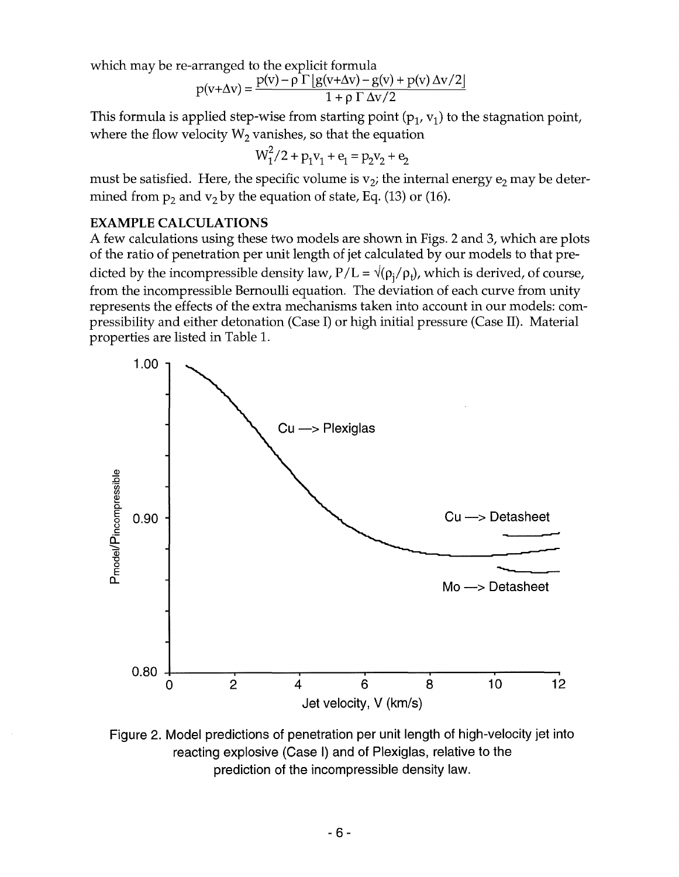which may be re-arranged to the explicit formula

$$p(v+\Delta v) = \frac{p(v) - \rho\,\Gamma\,[g(v+\Delta v) - g(v) + p(v)\,\Delta v/2]}{1 + \rho\,\Gamma\,\Delta v/2}$$

This formula is applied step-wise from starting point ($p_1$, $v_1$) to the stagnation point, where the flow velocity $W_2$ vanishes, so that the equation

$$W_1^2/2 + p_1 v_1 + e_1 = p_2 v_2 + e_2$$

must be satisfied. Here, the specific volume is $v_2$; the internal energy $e_2$ may be determined from $p_2$ and $v_2$ by the equation of state, Eq. (13) or (16).

**EXAMPLE CALCULATIONS**

A few calculations using these two models are shown in Figs. 2 and 3, which are plots of the ratio of penetration per unit length of jet calculated by our models to that predicted by the incompressible density law, $P/L = \sqrt{(\rho_j/\rho_t)}$, which is derived, of course, from the incompressible Bernoulli equation. The deviation of each curve from unity represents the effects of the extra mechanisms taken into account in our models: compressibility and either detonation (Case I) or high initial pressure (Case II). Material properties are listed in Table 1.

Figure 2. Model predictions of penetration per unit length of high-velocity jet into reacting explosive (Case I) and of Plexiglas, relative to the prediction of the incompressible density law.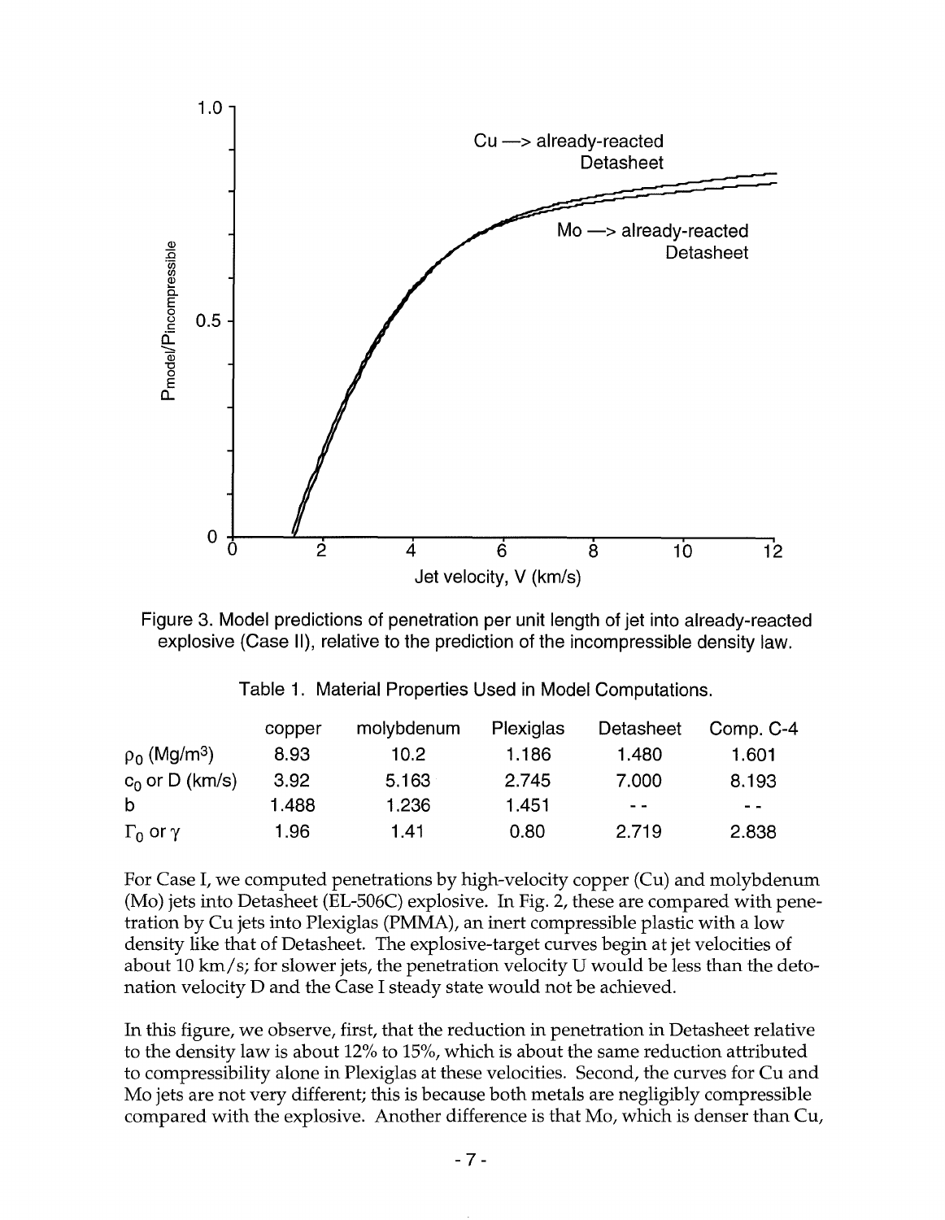Figure 3. Model predictions of penetration per unit length of jet into already-reacted explosive (Case II), relative to the prediction of the incompressible density law.

Table 1. Material Properties Used in Model Computations.

| | copper | molybdenum | Plexiglas | Detasheet | Comp. C-4 |
|---|---|---|---|---|---|
| $\rho_0$ (Mg/m$^3$) | 8.93 | 10.2 | 1.186 | 1.480 | 1.601 |
| $c_0$ or D (km/s) | 3.92 | 5.163 | 2.745 | 7.000 | 8.193 |
| b | 1.488 | 1.236 | 1.451 | - - | - - |
| $\Gamma_0$ or $\gamma$ | 1.96 | 1.41 | 0.80 | 2.719 | 2.838 |

For Case I, we computed penetrations by high-velocity copper (Cu) and molybdenum (Mo) jets into Detasheet (EL-506C) explosive. In Fig. 2, these are compared with penetration by Cu jets into Plexiglas (PMMA), an inert compressible plastic with a low density like that of Detasheet. The explosive-target curves begin at jet velocities of about 10 km/s; for slower jets, the penetration velocity U would be less than the detonation velocity D and the Case I steady state would not be achieved.

In this figure, we observe, first, that the reduction in penetration in Detasheet relative to the density law is about 12% to 15%, which is about the same reduction attributed to compressibility alone in Plexiglas at these velocities. Second, the curves for Cu and Mo jets are not very different; this is because both metals are negligibly compressible compared with the explosive. Another difference is that Mo, which is denser than Cu,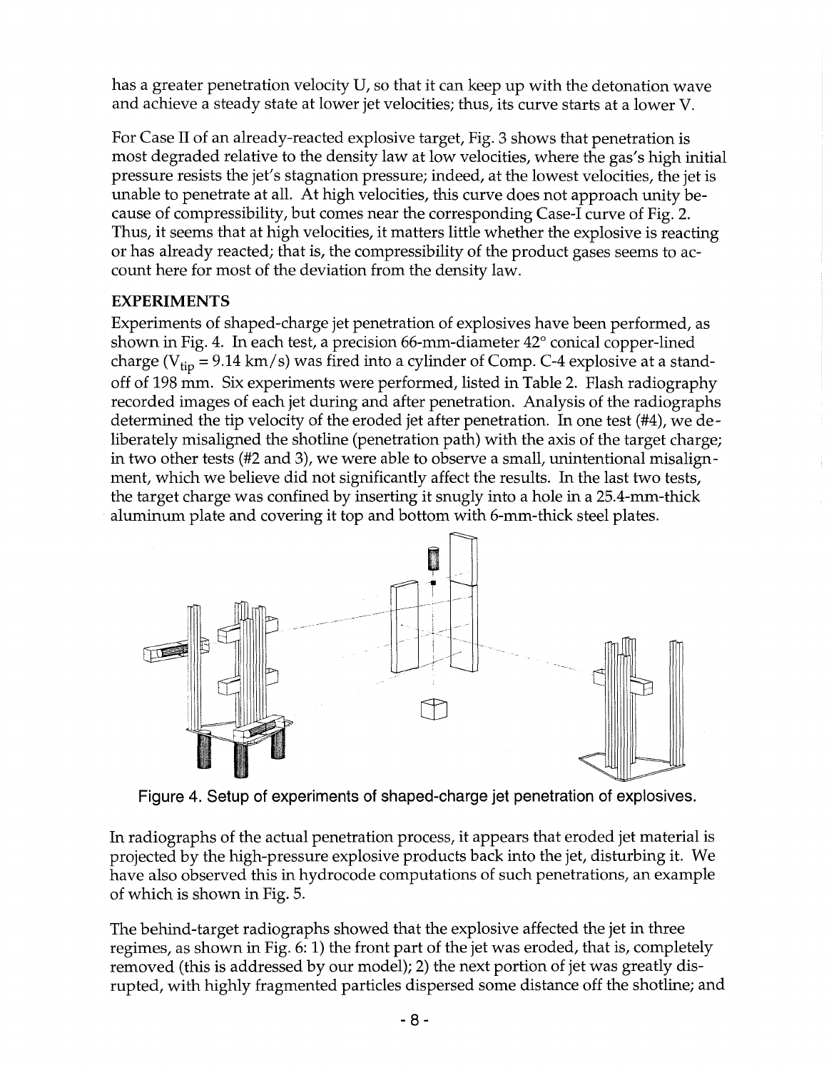has a greater penetration velocity U, so that it can keep up with the detonation wave and achieve a steady state at lower jet velocities; thus, its curve starts at a lower V.

For Case II of an already-reacted explosive target, Fig. 3 shows that penetration is most degraded relative to the density law at low velocities, where the gas's high initial pressure resists the jet's stagnation pressure; indeed, at the lowest velocities, the jet is unable to penetrate at all. At high velocities, this curve does not approach unity because of compressibility, but comes near the corresponding Case-I curve of Fig. 2. Thus, it seems that at high velocities, it matters little whether the explosive is reacting or has already reacted; that is, the compressibility of the product gases seems to account here for most of the deviation from the density law.

## EXPERIMENTS

Experiments of shaped-charge jet penetration of explosives have been performed, as shown in Fig. 4. In each test, a precision 66-mm-diameter 42° conical copper-lined charge ($V_{tip}$ = 9.14 km/s) was fired into a cylinder of Comp. C-4 explosive at a standoff of 198 mm. Six experiments were performed, listed in Table 2. Flash radiography recorded images of each jet during and after penetration. Analysis of the radiographs determined the tip velocity of the eroded jet after penetration. In one test (#4), we deliberately misaligned the shotline (penetration path) with the axis of the target charge; in two other tests (#2 and 3), we were able to observe a small, unintentional misalignment, which we believe did not significantly affect the results. In the last two tests, the target charge was confined by inserting it snugly into a hole in a 25.4-mm-thick aluminum plate and covering it top and bottom with 6-mm-thick steel plates.

Figure 4. Setup of experiments of shaped-charge jet penetration of explosives.

In radiographs of the actual penetration process, it appears that eroded jet material is projected by the high-pressure explosive products back into the jet, disturbing it. We have also observed this in hydrocode computations of such penetrations, an example of which is shown in Fig. 5.

The behind-target radiographs showed that the explosive affected the jet in three regimes, as shown in Fig. 6: 1) the front part of the jet was eroded, that is, completely removed (this is addressed by our model); 2) the next portion of jet was greatly disrupted, with highly fragmented particles dispersed some distance off the shotline; and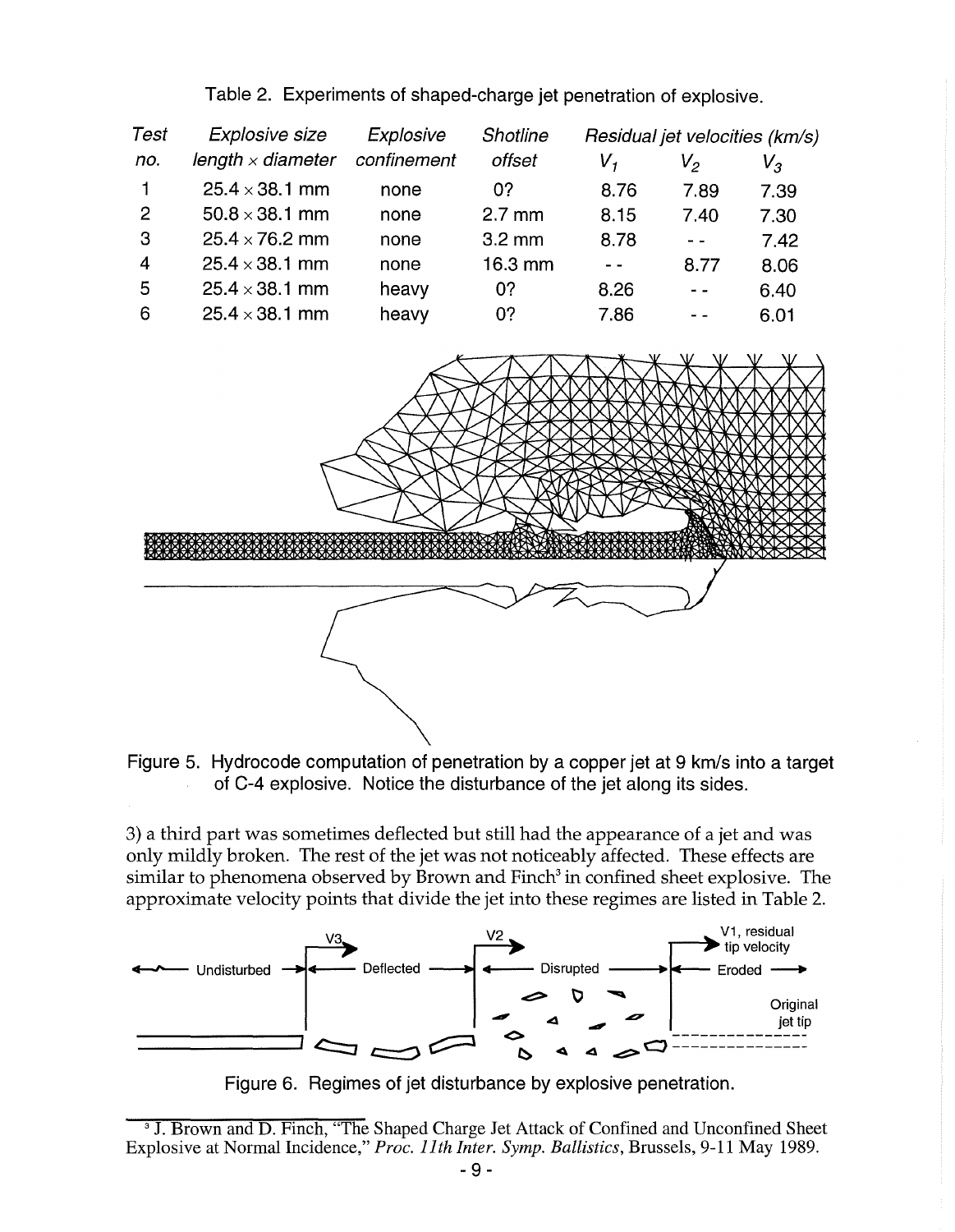Table 2. Experiments of shaped-charge jet penetration of explosive.

| *Test no.* | *Explosive size length × diameter* | *Explosive confinement* | *Shotline offset* | *Residual jet velocities (km/s)* $V_1$ | $V_2$ | $V_3$ |
|---|---|---|---|---|---|---|
| 1 | 25.4 × 38.1 mm | none | 0? | 8.76 | 7.89 | 7.39 |
| 2 | 50.8 × 38.1 mm | none | 2.7 mm | 8.15 | 7.40 | 7.30 |
| 3 | 25.4 × 76.2 mm | none | 3.2 mm | 8.78 | - - | 7.42 |
| 4 | 25.4 × 38.1 mm | none | 16.3 mm | - - | 8.77 | 8.06 |
| 5 | 25.4 × 38.1 mm | heavy | 0? | 8.26 | - - | 6.40 |
| 6 | 25.4 × 38.1 mm | heavy | 0? | 7.86 | - - | 6.01 |

Figure 5. Hydrocode computation of penetration by a copper jet at 9 km/s into a target of C-4 explosive. Notice the disturbance of the jet along its sides.

3) a third part was sometimes deflected but still had the appearance of a jet and was only mildly broken. The rest of the jet was not noticeably affected. These effects are similar to phenomena observed by Brown and Finch[3] in confined sheet explosive. The approximate velocity points that divide the jet into these regimes are listed in Table 2.

Figure 6. Regimes of jet disturbance by explosive penetration.

[3] J. Brown and D. Finch, "The Shaped Charge Jet Attack of Confined and Unconfined Sheet Explosive at Normal Incidence," *Proc. 11th Inter. Symp. Ballistics*, Brussels, 9-11 May 1989.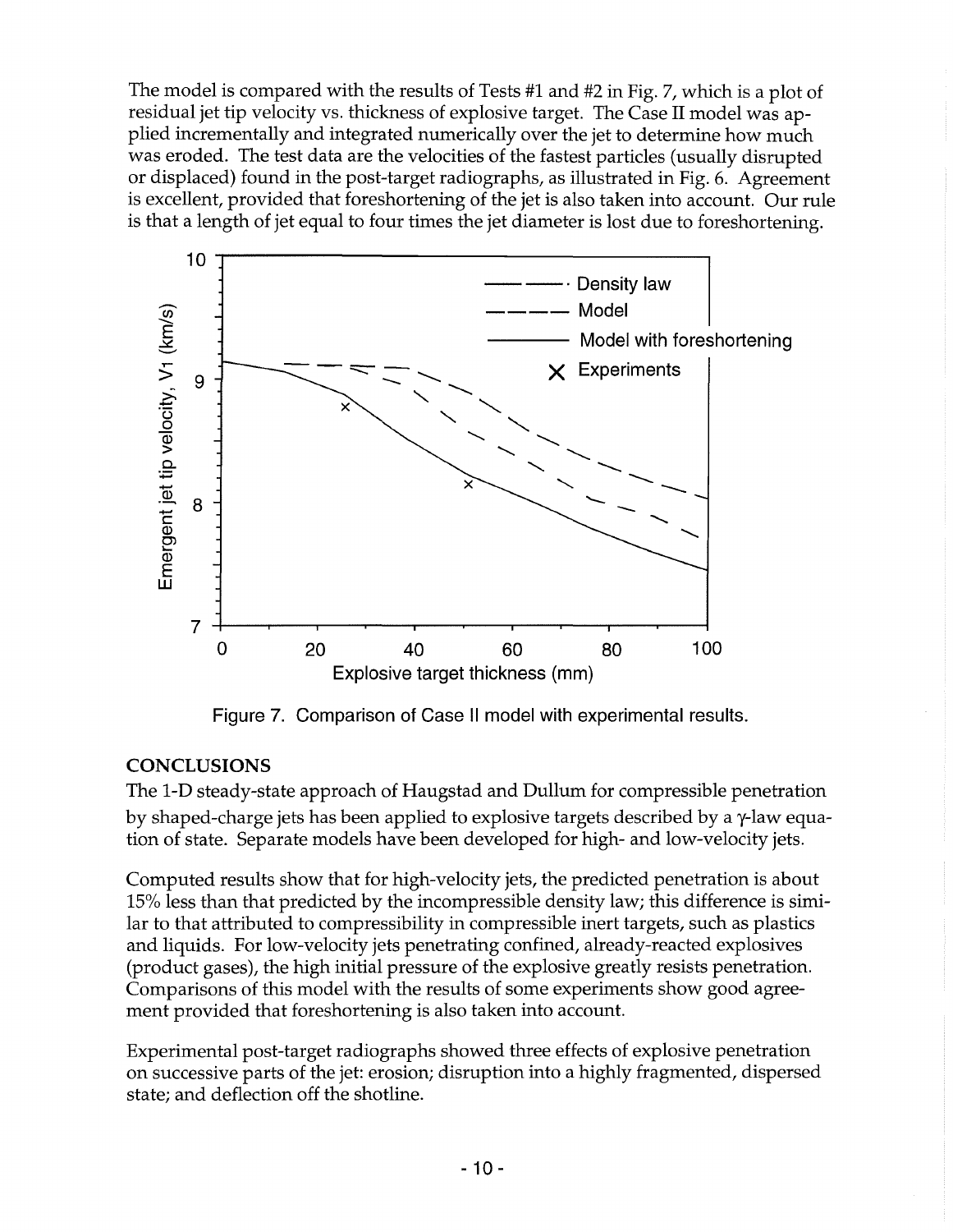The model is compared with the results of Tests #1 and #2 in Fig. 7, which is a plot of residual jet tip velocity vs. thickness of explosive target. The Case II model was applied incrementally and integrated numerically over the jet to determine how much was eroded. The test data are the velocities of the fastest particles (usually disrupted or displaced) found in the post-target radiographs, as illustrated in Fig. 6. Agreement is excellent, provided that foreshortening of the jet is also taken into account. Our rule is that a length of jet equal to four times the jet diameter is lost due to foreshortening.

Emergent jet tip velocity, $V_1$ (km/s)

10
9
8
7

0
20
40
60
80
100

Explosive target thickness (mm)

Density law
Model
Model with foreshortening
Experiments

Figure 7. Comparison of Case II model with experimental results.

## CONCLUSIONS

The 1-D steady-state approach of Haugstad and Dullum for compressible penetration by shaped-charge jets has been applied to explosive targets described by a $\gamma$-law equation of state. Separate models have been developed for high- and low-velocity jets.

Computed results show that for high-velocity jets, the predicted penetration is about 15% less than that predicted by the incompressible density law; this difference is similar to that attributed to compressibility in compressible inert targets, such as plastics and liquids. For low-velocity jets penetrating confined, already-reacted explosives (product gases), the high initial pressure of the explosive greatly resists penetration. Comparisons of this model with the results of some experiments show good agreement provided that foreshortening is also taken into account.

Experimental post-target radiographs showed three effects of explosive penetration on successive parts of the jet: erosion; disruption into a highly fragmented, dispersed state; and deflection off the shotline.